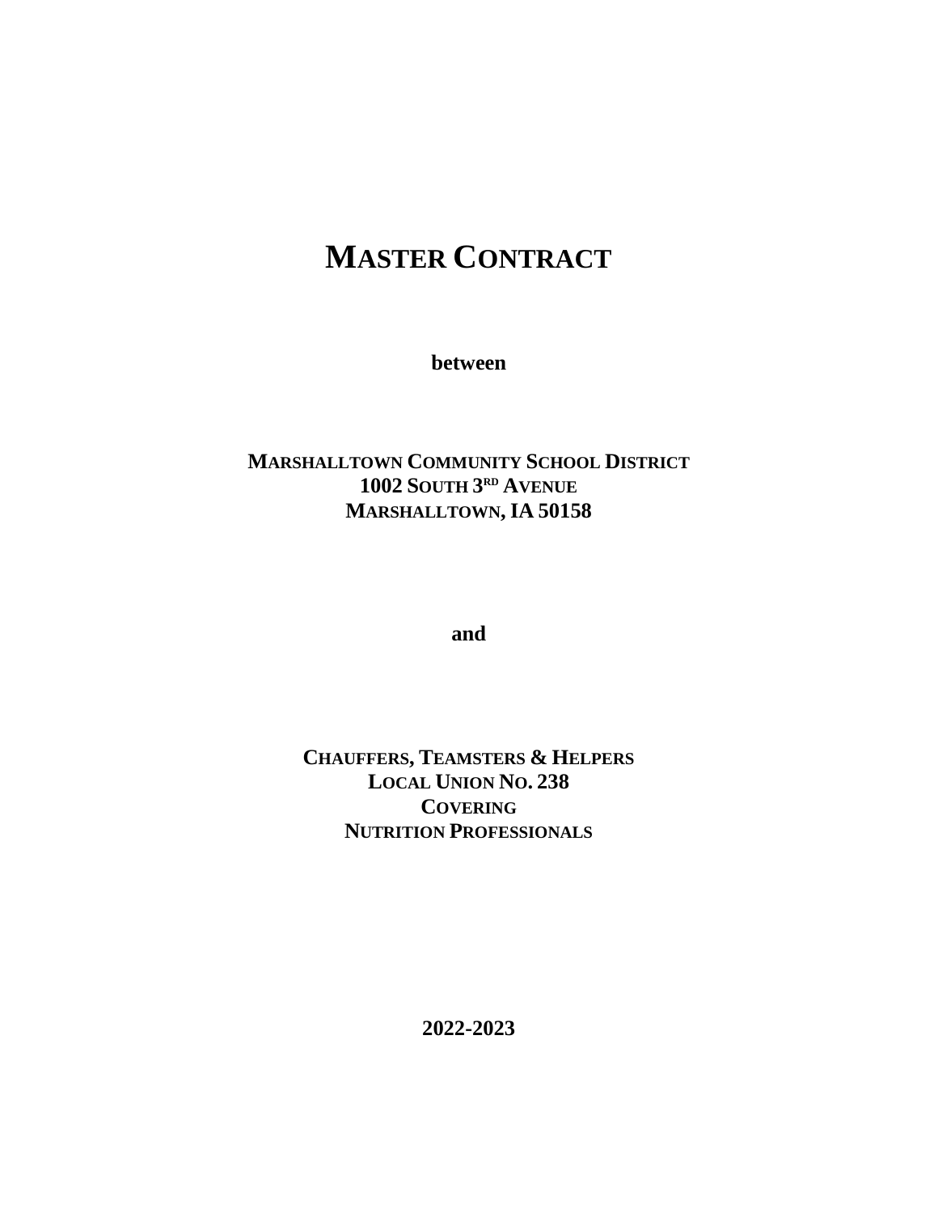# MASTER CONTRACT

**between**

**MARSHALLTOWN COMMUNITY SCHOOL DISTRICT**
**1002 SOUTH 3RD AVENUE**
**MARSHALLTOWN, IA 50158**

**and**

**CHAUFFERS, TEAMSTERS & HELPERS**
**LOCAL UNION NO. 238**
**COVERING**
**NUTRITION PROFESSIONALS**

**2022-2023**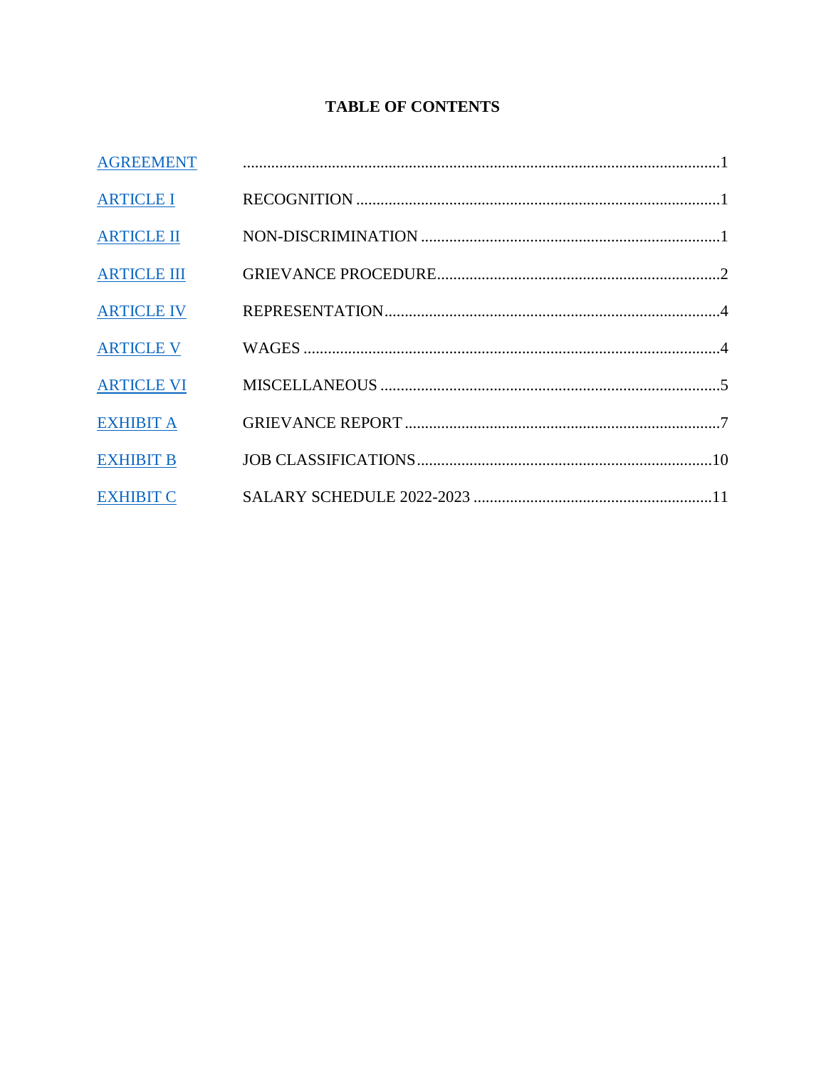# TABLE OF CONTENTS

| | | |
|---|---|---|
| AGREEMENT | | 1 |
| ARTICLE I | RECOGNITION | 1 |
| ARTICLE II | NON-DISCRIMINATION | 1 |
| ARTICLE III | GRIEVANCE PROCEDURE | 2 |
| ARTICLE IV | REPRESENTATION | 4 |
| ARTICLE V | WAGES | 4 |
| ARTICLE VI | MISCELLANEOUS | 5 |
| EXHIBIT A | GRIEVANCE REPORT | 7 |
| EXHIBIT B | JOB CLASSIFICATIONS | 10 |
| EXHIBIT C | SALARY SCHEDULE 2022-2023 | 11 |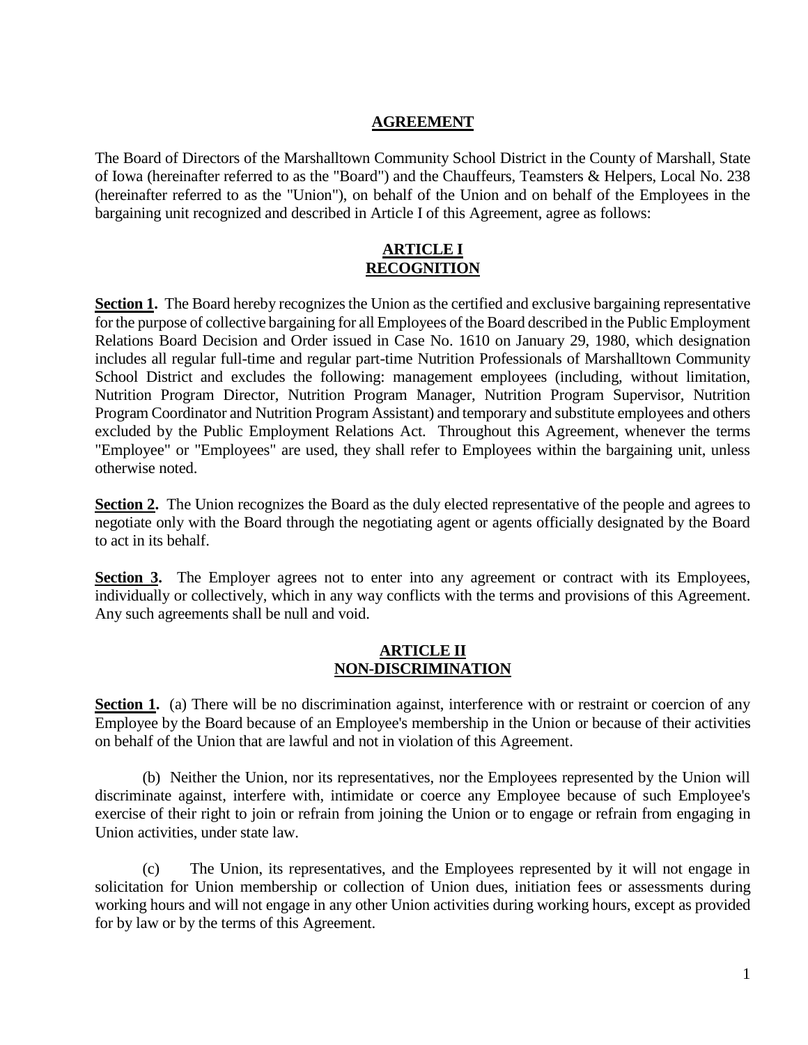# AGREEMENT

The Board of Directors of the Marshalltown Community School District in the County of Marshall, State of Iowa (hereinafter referred to as the "Board") and the Chauffeurs, Teamsters & Helpers, Local No. 238 (hereinafter referred to as the "Union"), on behalf of the Union and on behalf of the Employees in the bargaining unit recognized and described in Article I of this Agreement, agree as follows:

## ARTICLE I
## RECOGNITION

**Section 1.** The Board hereby recognizes the Union as the certified and exclusive bargaining representative for the purpose of collective bargaining for all Employees of the Board described in the Public Employment Relations Board Decision and Order issued in Case No. 1610 on January 29, 1980, which designation includes all regular full-time and regular part-time Nutrition Professionals of Marshalltown Community School District and excludes the following: management employees (including, without limitation, Nutrition Program Director, Nutrition Program Manager, Nutrition Program Supervisor, Nutrition Program Coordinator and Nutrition Program Assistant) and temporary and substitute employees and others excluded by the Public Employment Relations Act. Throughout this Agreement, whenever the terms "Employee" or "Employees" are used, they shall refer to Employees within the bargaining unit, unless otherwise noted.

**Section 2.** The Union recognizes the Board as the duly elected representative of the people and agrees to negotiate only with the Board through the negotiating agent or agents officially designated by the Board to act in its behalf.

**Section 3.** The Employer agrees not to enter into any agreement or contract with its Employees, individually or collectively, which in any way conflicts with the terms and provisions of this Agreement. Any such agreements shall be null and void.

## ARTICLE II
## NON-DISCRIMINATION

**Section 1.** (a) There will be no discrimination against, interference with or restraint or coercion of any Employee by the Board because of an Employee's membership in the Union or because of their activities on behalf of the Union that are lawful and not in violation of this Agreement.

(b) Neither the Union, nor its representatives, nor the Employees represented by the Union will discriminate against, interfere with, intimidate or coerce any Employee because of such Employee's exercise of their right to join or refrain from joining the Union or to engage or refrain from engaging in Union activities, under state law.

(c) The Union, its representatives, and the Employees represented by it will not engage in solicitation for Union membership or collection of Union dues, initiation fees or assessments during working hours and will not engage in any other Union activities during working hours, except as provided for by law or by the terms of this Agreement.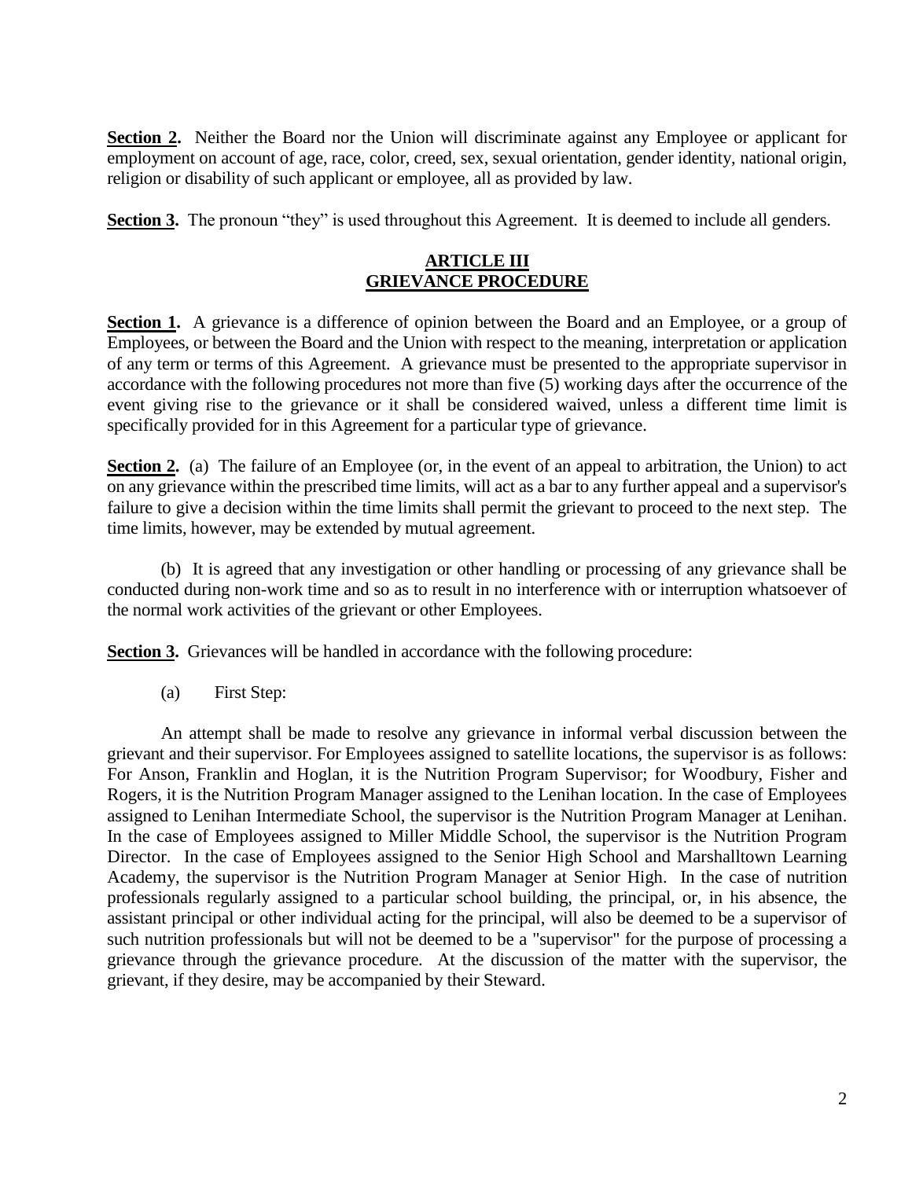**Section 2.** Neither the Board nor the Union will discriminate against any Employee or applicant for employment on account of age, race, color, creed, sex, sexual orientation, gender identity, national origin, religion or disability of such applicant or employee, all as provided by law.

**Section 3.** The pronoun "they" is used throughout this Agreement. It is deemed to include all genders.

## ARTICLE III
## GRIEVANCE PROCEDURE

**Section 1.** A grievance is a difference of opinion between the Board and an Employee, or a group of Employees, or between the Board and the Union with respect to the meaning, interpretation or application of any term or terms of this Agreement. A grievance must be presented to the appropriate supervisor in accordance with the following procedures not more than five (5) working days after the occurrence of the event giving rise to the grievance or it shall be considered waived, unless a different time limit is specifically provided for in this Agreement for a particular type of grievance.

**Section 2.** (a) The failure of an Employee (or, in the event of an appeal to arbitration, the Union) to act on any grievance within the prescribed time limits, will act as a bar to any further appeal and a supervisor's failure to give a decision within the time limits shall permit the grievant to proceed to the next step. The time limits, however, may be extended by mutual agreement.

(b) It is agreed that any investigation or other handling or processing of any grievance shall be conducted during non-work time and so as to result in no interference with or interruption whatsoever of the normal work activities of the grievant or other Employees.

**Section 3.** Grievances will be handled in accordance with the following procedure:

(a) First Step:

An attempt shall be made to resolve any grievance in informal verbal discussion between the grievant and their supervisor. For Employees assigned to satellite locations, the supervisor is as follows: For Anson, Franklin and Hoglan, it is the Nutrition Program Supervisor; for Woodbury, Fisher and Rogers, it is the Nutrition Program Manager assigned to the Lenihan location. In the case of Employees assigned to Lenihan Intermediate School, the supervisor is the Nutrition Program Manager at Lenihan. In the case of Employees assigned to Miller Middle School, the supervisor is the Nutrition Program Director. In the case of Employees assigned to the Senior High School and Marshalltown Learning Academy, the supervisor is the Nutrition Program Manager at Senior High. In the case of nutrition professionals regularly assigned to a particular school building, the principal, or, in his absence, the assistant principal or other individual acting for the principal, will also be deemed to be a supervisor of such nutrition professionals but will not be deemed to be a "supervisor" for the purpose of processing a grievance through the grievance procedure. At the discussion of the matter with the supervisor, the grievant, if they desire, may be accompanied by their Steward.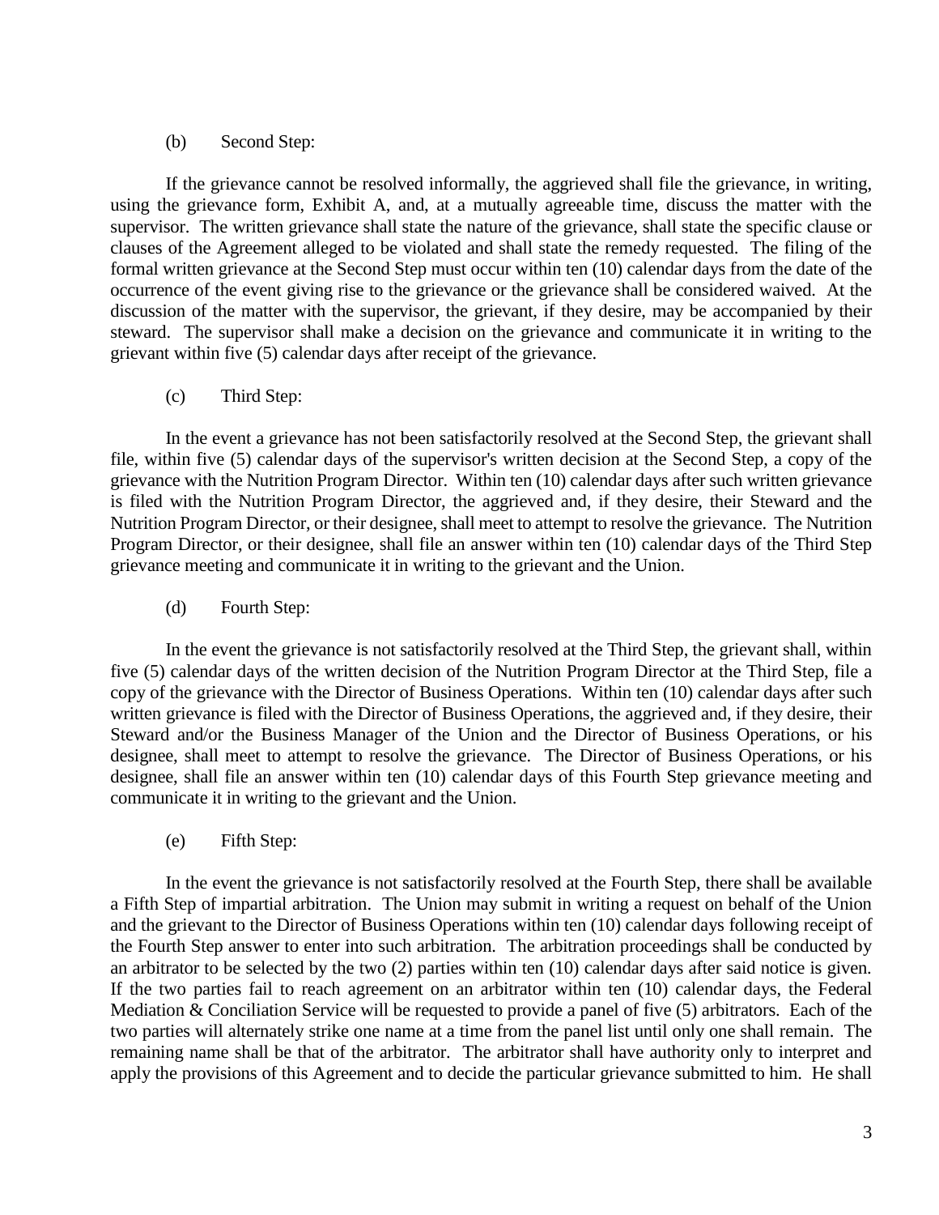(b) Second Step:

If the grievance cannot be resolved informally, the aggrieved shall file the grievance, in writing, using the grievance form, Exhibit A, and, at a mutually agreeable time, discuss the matter with the supervisor. The written grievance shall state the nature of the grievance, shall state the specific clause or clauses of the Agreement alleged to be violated and shall state the remedy requested. The filing of the formal written grievance at the Second Step must occur within ten (10) calendar days from the date of the occurrence of the event giving rise to the grievance or the grievance shall be considered waived. At the discussion of the matter with the supervisor, the grievant, if they desire, may be accompanied by their steward. The supervisor shall make a decision on the grievance and communicate it in writing to the grievant within five (5) calendar days after receipt of the grievance.

(c) Third Step:

In the event a grievance has not been satisfactorily resolved at the Second Step, the grievant shall file, within five (5) calendar days of the supervisor's written decision at the Second Step, a copy of the grievance with the Nutrition Program Director. Within ten (10) calendar days after such written grievance is filed with the Nutrition Program Director, the aggrieved and, if they desire, their Steward and the Nutrition Program Director, or their designee, shall meet to attempt to resolve the grievance. The Nutrition Program Director, or their designee, shall file an answer within ten (10) calendar days of the Third Step grievance meeting and communicate it in writing to the grievant and the Union.

(d) Fourth Step:

In the event the grievance is not satisfactorily resolved at the Third Step, the grievant shall, within five (5) calendar days of the written decision of the Nutrition Program Director at the Third Step, file a copy of the grievance with the Director of Business Operations. Within ten (10) calendar days after such written grievance is filed with the Director of Business Operations, the aggrieved and, if they desire, their Steward and/or the Business Manager of the Union and the Director of Business Operations, or his designee, shall meet to attempt to resolve the grievance. The Director of Business Operations, or his designee, shall file an answer within ten (10) calendar days of this Fourth Step grievance meeting and communicate it in writing to the grievant and the Union.

(e) Fifth Step:

In the event the grievance is not satisfactorily resolved at the Fourth Step, there shall be available a Fifth Step of impartial arbitration. The Union may submit in writing a request on behalf of the Union and the grievant to the Director of Business Operations within ten (10) calendar days following receipt of the Fourth Step answer to enter into such arbitration. The arbitration proceedings shall be conducted by an arbitrator to be selected by the two (2) parties within ten (10) calendar days after said notice is given. If the two parties fail to reach agreement on an arbitrator within ten (10) calendar days, the Federal Mediation & Conciliation Service will be requested to provide a panel of five (5) arbitrators. Each of the two parties will alternately strike one name at a time from the panel list until only one shall remain. The remaining name shall be that of the arbitrator. The arbitrator shall have authority only to interpret and apply the provisions of this Agreement and to decide the particular grievance submitted to him. He shall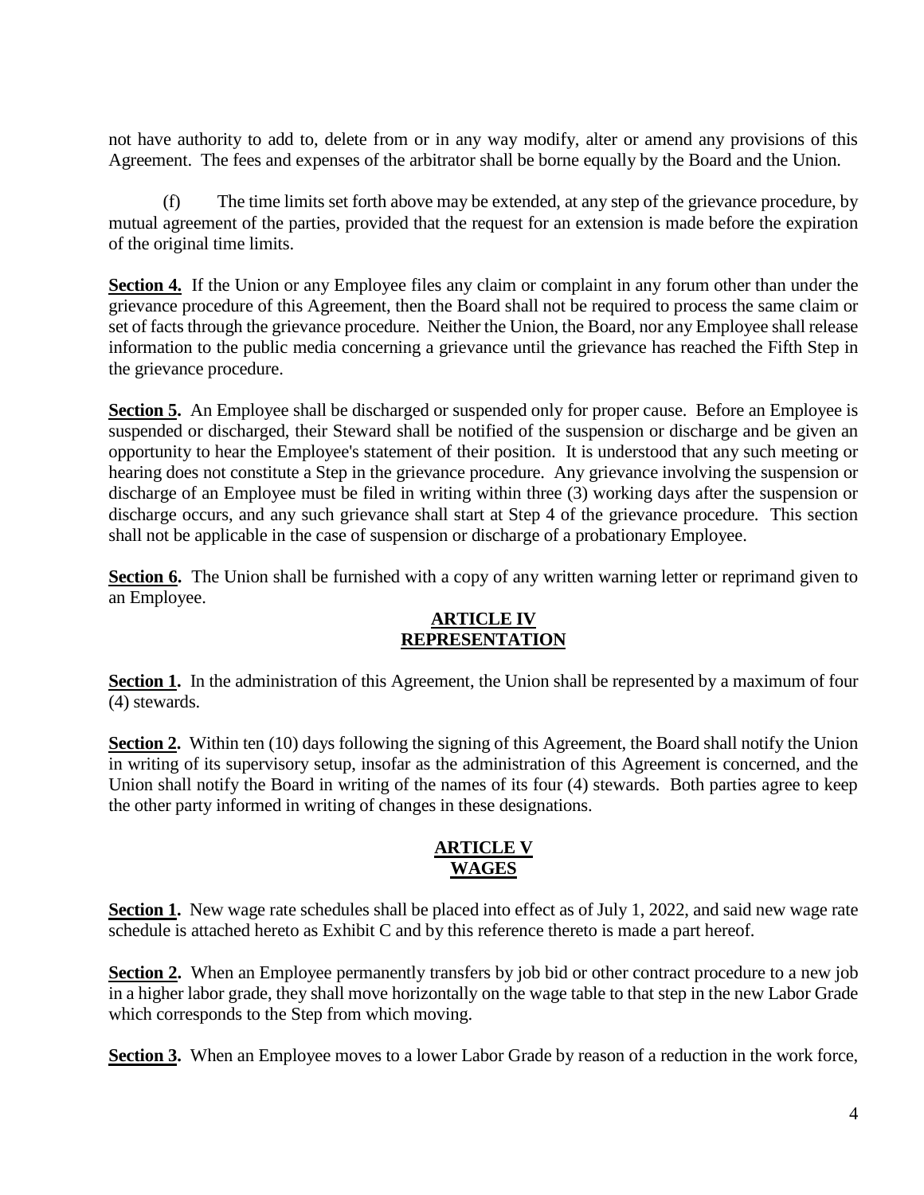not have authority to add to, delete from or in any way modify, alter or amend any provisions of this Agreement. The fees and expenses of the arbitrator shall be borne equally by the Board and the Union.

(f) The time limits set forth above may be extended, at any step of the grievance procedure, by mutual agreement of the parties, provided that the request for an extension is made before the expiration of the original time limits.

**Section 4.** If the Union or any Employee files any claim or complaint in any forum other than under the grievance procedure of this Agreement, then the Board shall not be required to process the same claim or set of facts through the grievance procedure. Neither the Union, the Board, nor any Employee shall release information to the public media concerning a grievance until the grievance has reached the Fifth Step in the grievance procedure.

**Section 5.** An Employee shall be discharged or suspended only for proper cause. Before an Employee is suspended or discharged, their Steward shall be notified of the suspension or discharge and be given an opportunity to hear the Employee's statement of their position. It is understood that any such meeting or hearing does not constitute a Step in the grievance procedure. Any grievance involving the suspension or discharge of an Employee must be filed in writing within three (3) working days after the suspension or discharge occurs, and any such grievance shall start at Step 4 of the grievance procedure. This section shall not be applicable in the case of suspension or discharge of a probationary Employee.

**Section 6.** The Union shall be furnished with a copy of any written warning letter or reprimand given to an Employee.

## ARTICLE IV
## REPRESENTATION

**Section 1.** In the administration of this Agreement, the Union shall be represented by a maximum of four (4) stewards.

**Section 2.** Within ten (10) days following the signing of this Agreement, the Board shall notify the Union in writing of its supervisory setup, insofar as the administration of this Agreement is concerned, and the Union shall notify the Board in writing of the names of its four (4) stewards. Both parties agree to keep the other party informed in writing of changes in these designations.

## ARTICLE V
## WAGES

**Section 1.** New wage rate schedules shall be placed into effect as of July 1, 2022, and said new wage rate schedule is attached hereto as Exhibit C and by this reference thereto is made a part hereof.

**Section 2.** When an Employee permanently transfers by job bid or other contract procedure to a new job in a higher labor grade, they shall move horizontally on the wage table to that step in the new Labor Grade which corresponds to the Step from which moving.

**Section 3.** When an Employee moves to a lower Labor Grade by reason of a reduction in the work force,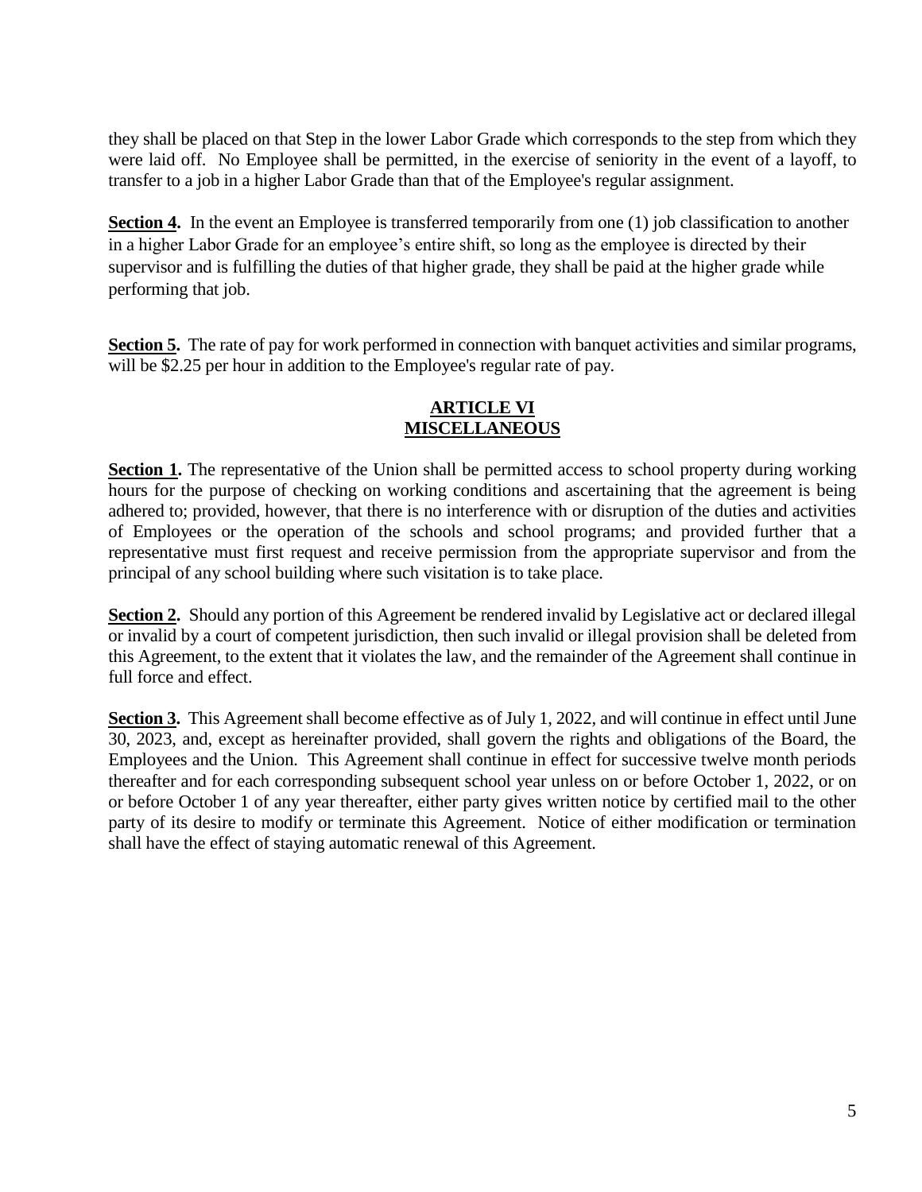they shall be placed on that Step in the lower Labor Grade which corresponds to the step from which they were laid off. No Employee shall be permitted, in the exercise of seniority in the event of a layoff, to transfer to a job in a higher Labor Grade than that of the Employee's regular assignment.

**Section 4.** In the event an Employee is transferred temporarily from one (1) job classification to another in a higher Labor Grade for an employee's entire shift, so long as the employee is directed by their supervisor and is fulfilling the duties of that higher grade, they shall be paid at the higher grade while performing that job.

**Section 5.** The rate of pay for work performed in connection with banquet activities and similar programs, will be $2.25 per hour in addition to the Employee's regular rate of pay.

## ARTICLE VI
## MISCELLANEOUS

**Section 1.** The representative of the Union shall be permitted access to school property during working hours for the purpose of checking on working conditions and ascertaining that the agreement is being adhered to; provided, however, that there is no interference with or disruption of the duties and activities of Employees or the operation of the schools and school programs; and provided further that a representative must first request and receive permission from the appropriate supervisor and from the principal of any school building where such visitation is to take place.

**Section 2.** Should any portion of this Agreement be rendered invalid by Legislative act or declared illegal or invalid by a court of competent jurisdiction, then such invalid or illegal provision shall be deleted from this Agreement, to the extent that it violates the law, and the remainder of the Agreement shall continue in full force and effect.

**Section 3.** This Agreement shall become effective as of July 1, 2022, and will continue in effect until June 30, 2023, and, except as hereinafter provided, shall govern the rights and obligations of the Board, the Employees and the Union. This Agreement shall continue in effect for successive twelve month periods thereafter and for each corresponding subsequent school year unless on or before October 1, 2022, or on or before October 1 of any year thereafter, either party gives written notice by certified mail to the other party of its desire to modify or terminate this Agreement. Notice of either modification or termination shall have the effect of staying automatic renewal of this Agreement.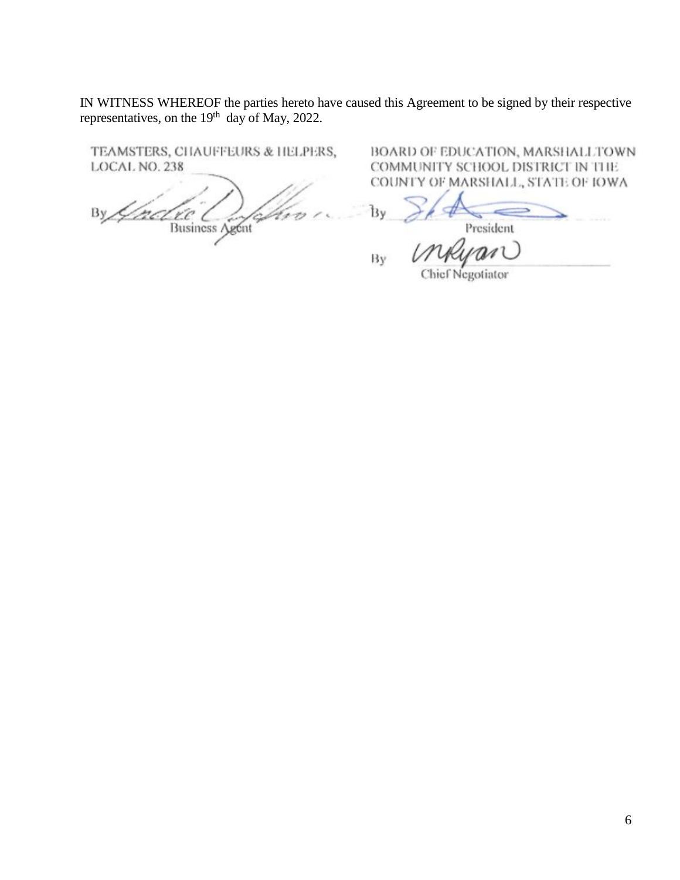IN WITNESS WHEREOF the parties hereto have caused this Agreement to be signed by their respective representatives, on the 19th day of May, 2022.

TEAMSTERS, CHAUFFEURS & HELPERS, LOCAL NO. 238

By ______________________
Business Agent

BOARD OF EDUCATION, MARSHALLTOWN COMMUNITY SCHOOL DISTRICT IN THE COUNTY OF MARSHALL, STATE OF IOWA

By ______________________
President

By ______________________
Chief Negotiator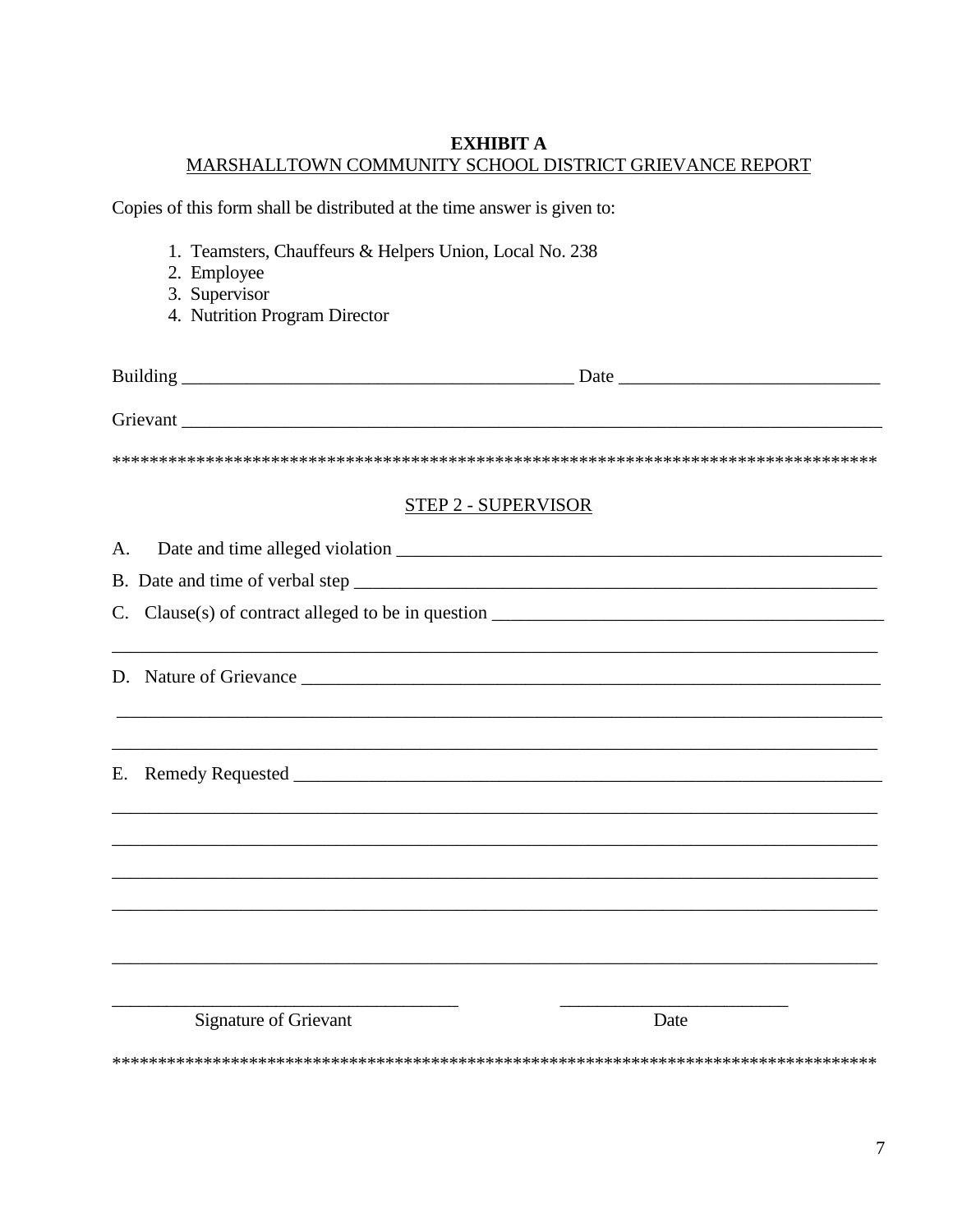**EXHIBIT A**

MARSHALLTOWN COMMUNITY SCHOOL DISTRICT GRIEVANCE REPORT

Copies of this form shall be distributed at the time answer is given to:

1. Teamsters, Chauffeurs & Helpers Union, Local No. 238
2. Employee
3. Supervisor
4. Nutrition Program Director

Building ____________________________________________ Date ____________________________

Grievant ________________________________________________________________________________

**************************************************************************************

STEP 2 - SUPERVISOR

A. Date and time alleged violation ______________________________________________________

B. Date and time of verbal step _________________________________________________________

C. Clause(s) of contract alleged to be in question __________________________________________

______________________________________________________________________________________

D. Nature of Grievance ______________________________________________________________

______________________________________________________________________________________

______________________________________________________________________________________

E. Remedy Requested _______________________________________________________________

______________________________________________________________________________________

______________________________________________________________________________________

______________________________________________________________________________________

______________________________________________________________________________________

______________________________________________________________________________________

______________________________________ _________________________

Signature of Grievant Date

**************************************************************************************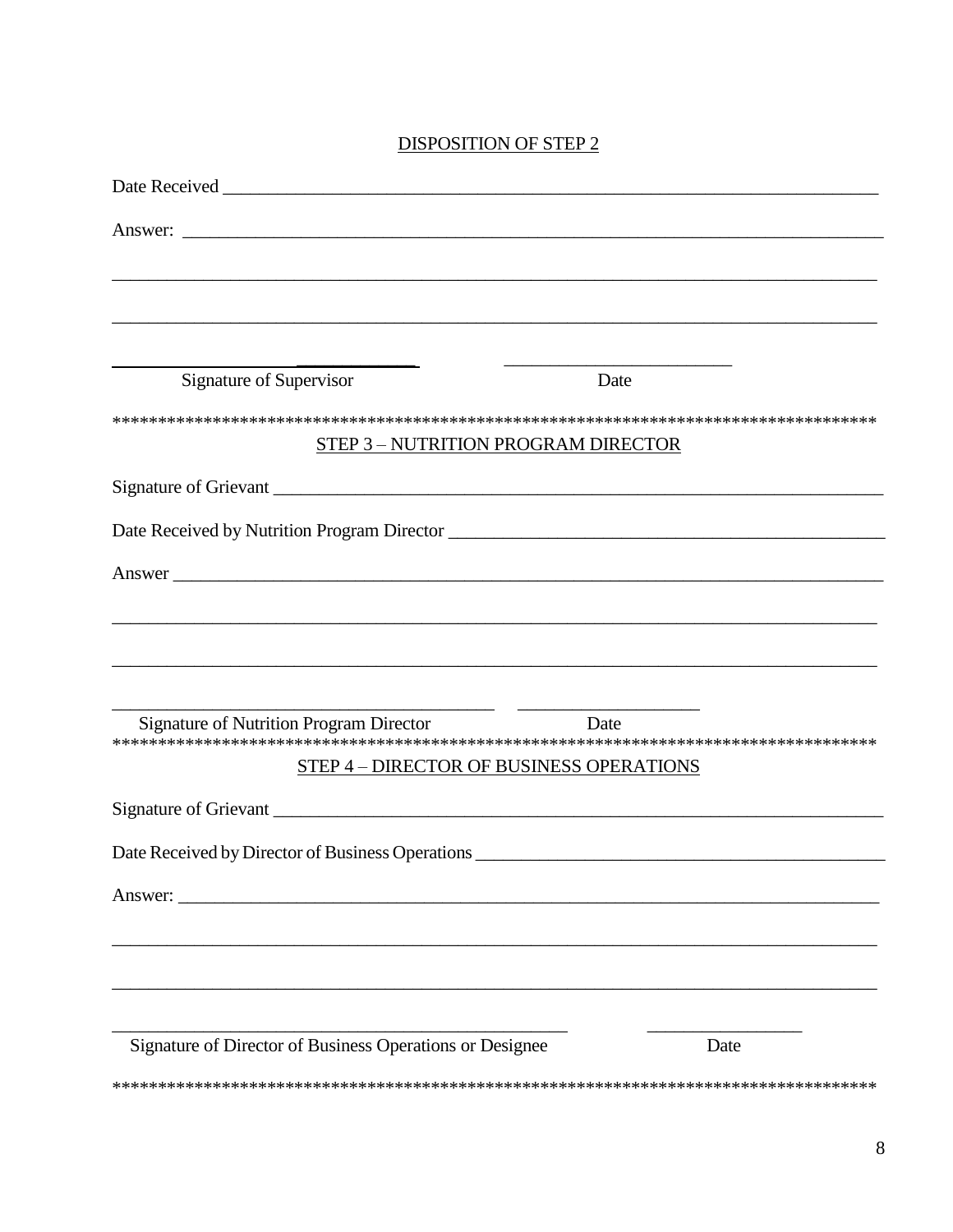<u>DISPOSITION OF STEP 2</u>

Date Received ___________________________________________________________________________

Answer: ________________________________________________________________________________

______________________________________________________________________________________

______________________________________________________________________________________

_________________________________          ___________________________
Signature of Supervisor                                        Date

***************************************************************************************

<u>STEP 3 – NUTRITION PROGRAM DIRECTOR</u>

Signature of Grievant ____________________________________________________________________

Date Received by Nutrition Program Director ________________________________________________

Answer _________________________________________________________________________________

______________________________________________________________________________________

______________________________________________________________________________________

__________________________________________          ____________________
Signature of Nutrition Program Director                              Date

***************************************************************************************

<u>STEP 4 – DIRECTOR OF BUSINESS OPERATIONS</u>

Signature of Grievant ____________________________________________________________________

Date Received by Director of Business Operations _____________________________________________

Answer: ________________________________________________________________________________

______________________________________________________________________________________

______________________________________________________________________________________

__________________________________________________          _________________
Signature of Director of Business Operations or Designee                    Date

***************************************************************************************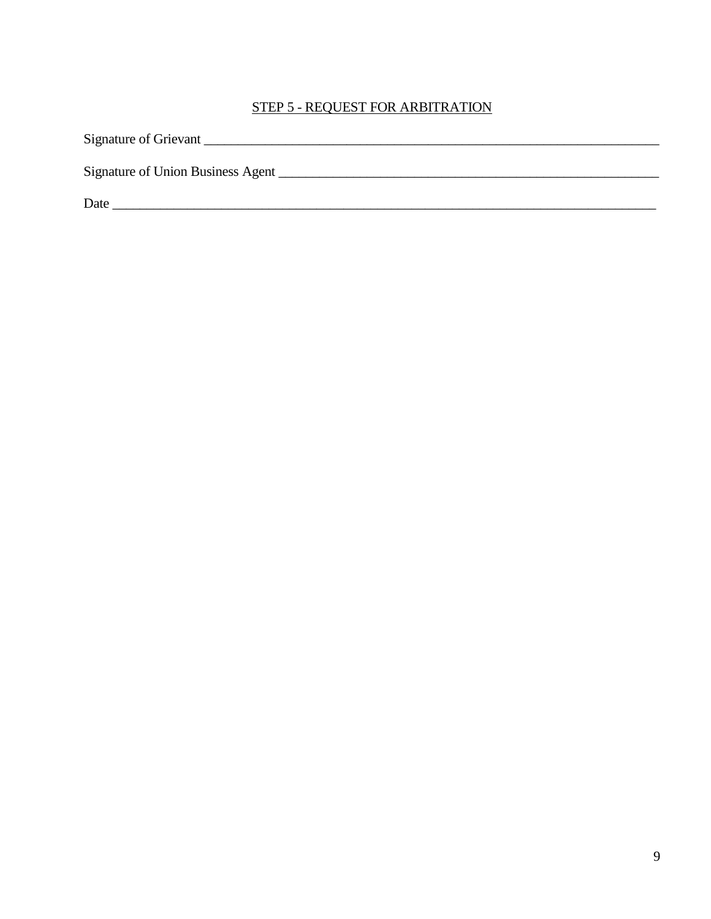## <u>STEP 5 - REQUEST FOR ARBITRATION</u>

Signature of Grievant ____________________________________________________________________

Signature of Union Business Agent _________________________________________________________

Date ____________________________________________________________________________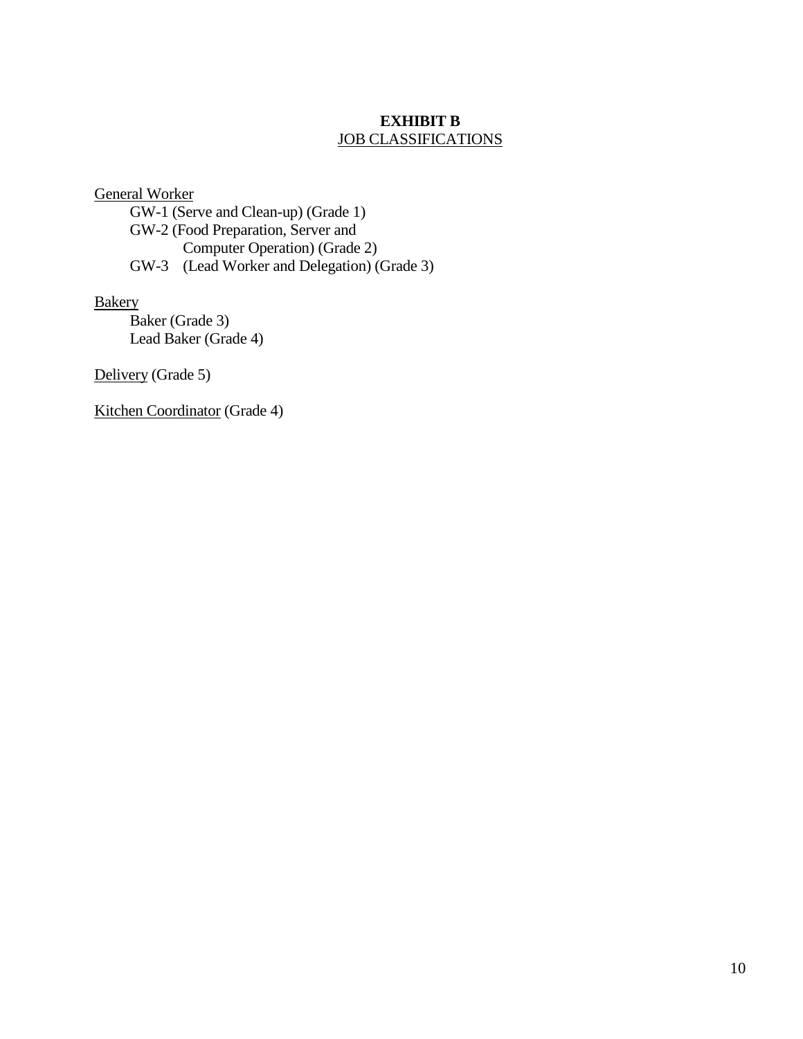# EXHIBIT B

## JOB CLASSIFICATIONS

General Worker

- GW-1 (Serve and Clean-up) (Grade 1)
- GW-2 (Food Preparation, Server and Computer Operation) (Grade 2)
- GW-3 (Lead Worker and Delegation) (Grade 3)

Bakery

- Baker (Grade 3)
- Lead Baker (Grade 4)

Delivery (Grade 5)

Kitchen Coordinator (Grade 4)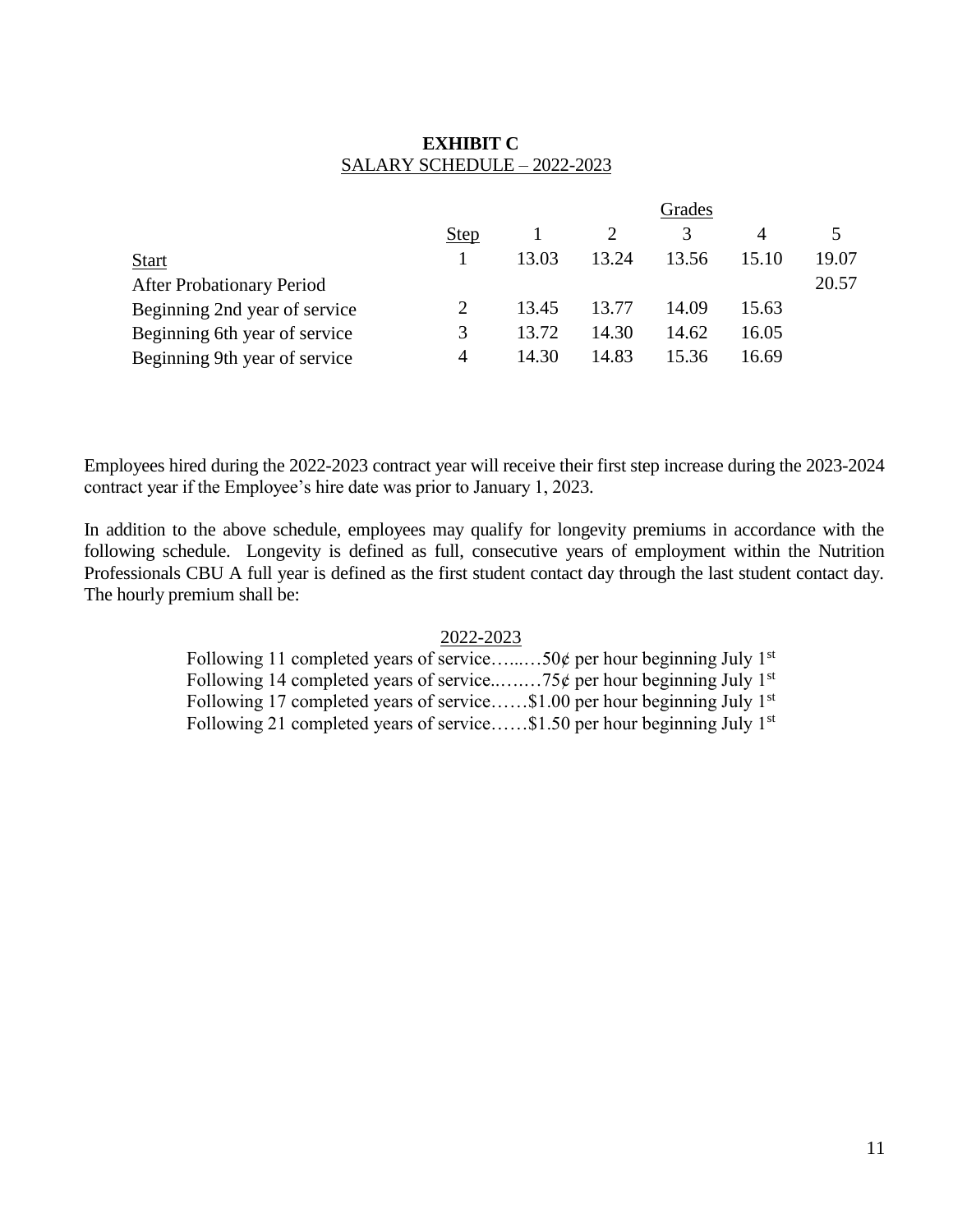**EXHIBIT C**

SALARY SCHEDULE – 2022-2023

| | | Grades | | | | |
|---|---|---|---|---|---|---|
| | Step | 1 | 2 | 3 | 4 | 5 |
| Start | 1 | 13.03 | 13.24 | 13.56 | 15.10 | 19.07 |
| After Probationary Period | | | | | | 20.57 |
| Beginning 2nd year of service | 2 | 13.45 | 13.77 | 14.09 | 15.63 | |
| Beginning 6th year of service | 3 | 13.72 | 14.30 | 14.62 | 16.05 | |
| Beginning 9th year of service | 4 | 14.30 | 14.83 | 15.36 | 16.69 | |

Employees hired during the 2022-2023 contract year will receive their first step increase during the 2023-2024 contract year if the Employee's hire date was prior to January 1, 2023.

In addition to the above schedule, employees may qualify for longevity premiums in accordance with the following schedule. Longevity is defined as full, consecutive years of employment within the Nutrition Professionals CBU A full year is defined as the first student contact day through the last student contact day. The hourly premium shall be:

2022-2023

Following 11 completed years of service…...…50¢ per hour beginning July 1st
Following 14 completed years of service..…..…75¢ per hour beginning July 1st
Following 17 completed years of service……$1.00 per hour beginning July 1st
Following 21 completed years of service……$1.50 per hour beginning July 1st